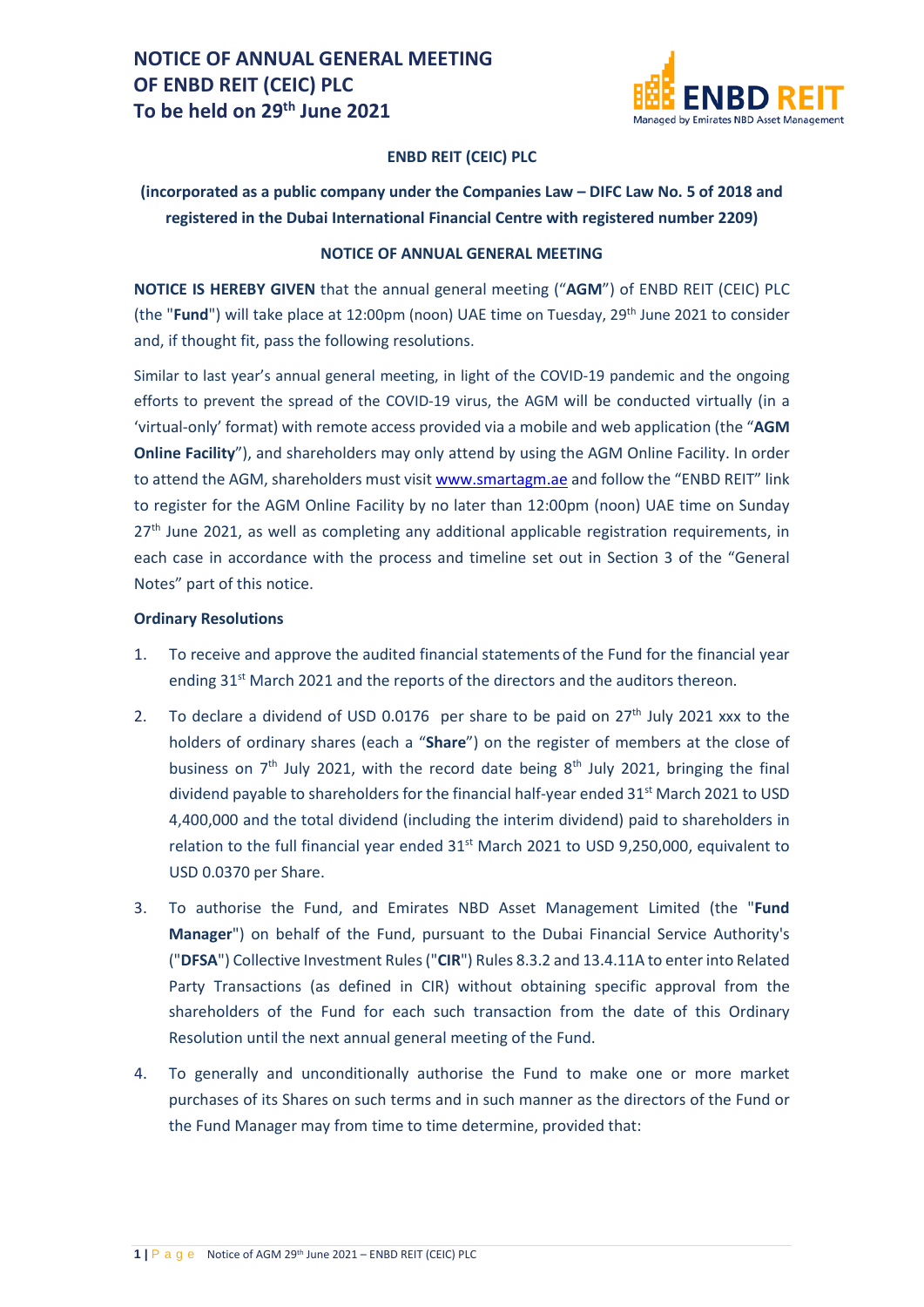# NOTICE OF ANNUAL GENERAL MEETING OF ENBD REIT (CEIC) PLC To be held on 29th June 2021

**ENBD REIT (CEIC) PLC**

**(incorporated as a public company under the Companies Law – DIFC Law No. 5 of 2018 and registered in the Dubai International Financial Centre with registered number 2209)**

**NOTICE OF ANNUAL GENERAL MEETING**

**NOTICE IS HEREBY GIVEN** that the annual general meeting ("**AGM**") of ENBD REIT (CEIC) PLC (the "**Fund**") will take place at 12:00pm (noon) UAE time on Tuesday, 29th June 2021 to consider and, if thought fit, pass the following resolutions.

Similar to last year's annual general meeting, in light of the COVID-19 pandemic and the ongoing efforts to prevent the spread of the COVID-19 virus, the AGM will be conducted virtually (in a 'virtual-only' format) with remote access provided via a mobile and web application (the "**AGM Online Facility**"), and shareholders may only attend by using the AGM Online Facility. In order to attend the AGM, shareholders must visit www.smartagm.ae and follow the "ENBD REIT" link to register for the AGM Online Facility by no later than 12:00pm (noon) UAE time on Sunday 27th June 2021, as well as completing any additional applicable registration requirements, in each case in accordance with the process and timeline set out in Section 3 of the "General Notes" part of this notice.

**Ordinary Resolutions**

1. To receive and approve the audited financial statements of the Fund for the financial year ending 31st March 2021 and the reports of the directors and the auditors thereon.

2. To declare a dividend of USD 0.0176 per share to be paid on 27th July 2021 xxx to the holders of ordinary shares (each a "**Share**") on the register of members at the close of business on 7th July 2021, with the record date being 8th July 2021, bringing the final dividend payable to shareholders for the financial half-year ended 31st March 2021 to USD 4,400,000 and the total dividend (including the interim dividend) paid to shareholders in relation to the full financial year ended 31st March 2021 to USD 9,250,000, equivalent to USD 0.0370 per Share.

3. To authorise the Fund, and Emirates NBD Asset Management Limited (the "**Fund Manager**") on behalf of the Fund, pursuant to the Dubai Financial Service Authority's ("**DFSA**") Collective Investment Rules ("**CIR**") Rules 8.3.2 and 13.4.11A to enter into Related Party Transactions (as defined in CIR) without obtaining specific approval from the shareholders of the Fund for each such transaction from the date of this Ordinary Resolution until the next annual general meeting of the Fund.

4. To generally and unconditionally authorise the Fund to make one or more market purchases of its Shares on such terms and in such manner as the directors of the Fund or the Fund Manager may from time to time determine, provided that: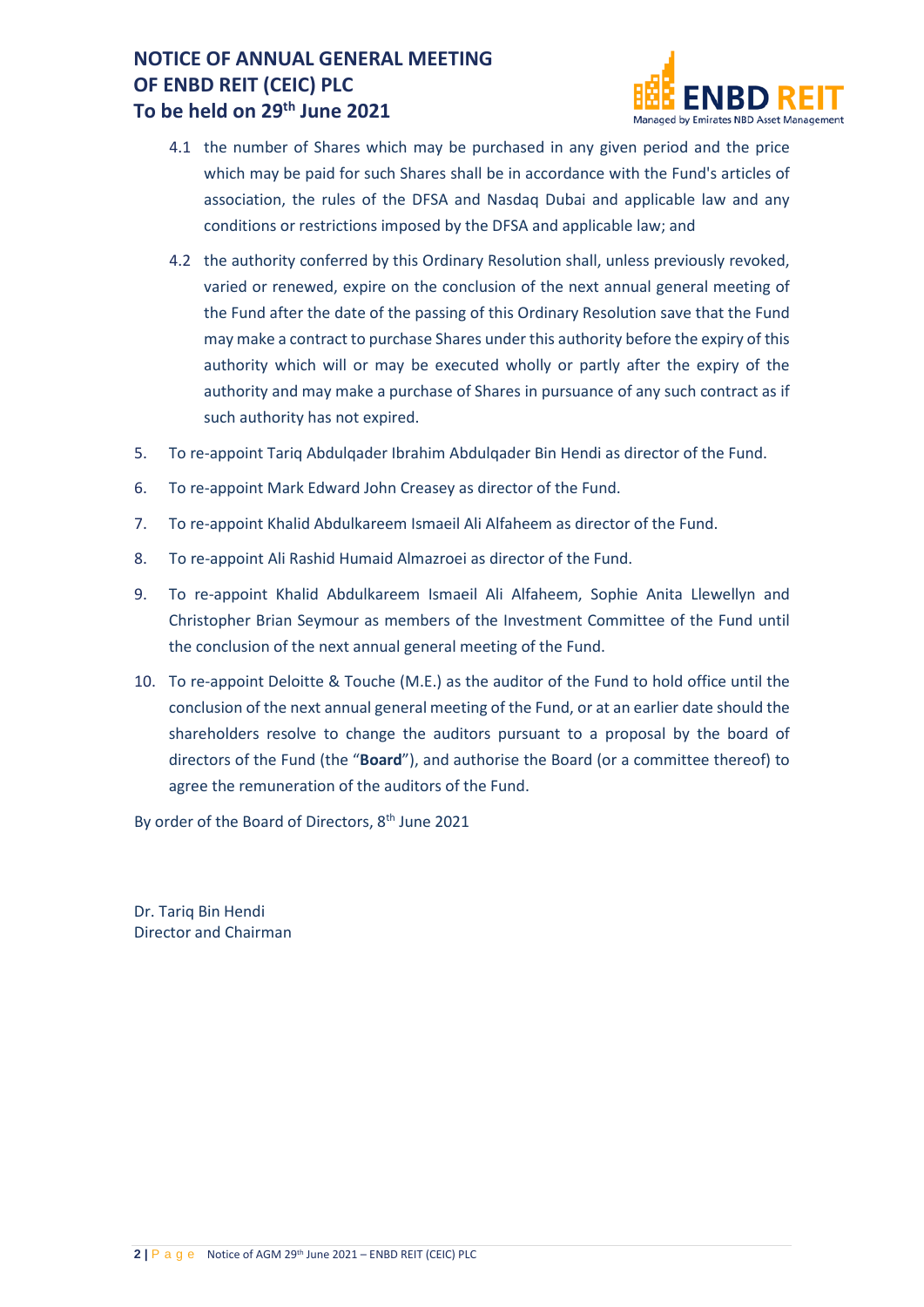4.1 the number of Shares which may be purchased in any given period and the price which may be paid for such Shares shall be in accordance with the Fund's articles of association, the rules of the DFSA and Nasdaq Dubai and applicable law and any conditions or restrictions imposed by the DFSA and applicable law; and

4.2 the authority conferred by this Ordinary Resolution shall, unless previously revoked, varied or renewed, expire on the conclusion of the next annual general meeting of the Fund after the date of the passing of this Ordinary Resolution save that the Fund may make a contract to purchase Shares under this authority before the expiry of this authority which will or may be executed wholly or partly after the expiry of the authority and may make a purchase of Shares in pursuance of any such contract as if such authority has not expired.

5. To re-appoint Tariq Abdulqader Ibrahim Abdulqader Bin Hendi as director of the Fund.

6. To re-appoint Mark Edward John Creasey as director of the Fund.

7. To re-appoint Khalid Abdulkareem Ismaeil Ali Alfaheem as director of the Fund.

8. To re-appoint Ali Rashid Humaid Almazroei as director of the Fund.

9. To re-appoint Khalid Abdulkareem Ismaeil Ali Alfaheem, Sophie Anita Llewellyn and Christopher Brian Seymour as members of the Investment Committee of the Fund until the conclusion of the next annual general meeting of the Fund.

10. To re-appoint Deloitte & Touche (M.E.) as the auditor of the Fund to hold office until the conclusion of the next annual general meeting of the Fund, or at an earlier date should the shareholders resolve to change the auditors pursuant to a proposal by the board of directors of the Fund (the "**Board**"), and authorise the Board (or a committee thereof) to agree the remuneration of the auditors of the Fund.

By order of the Board of Directors, 8th June 2021

Dr. Tariq Bin Hendi
Director and Chairman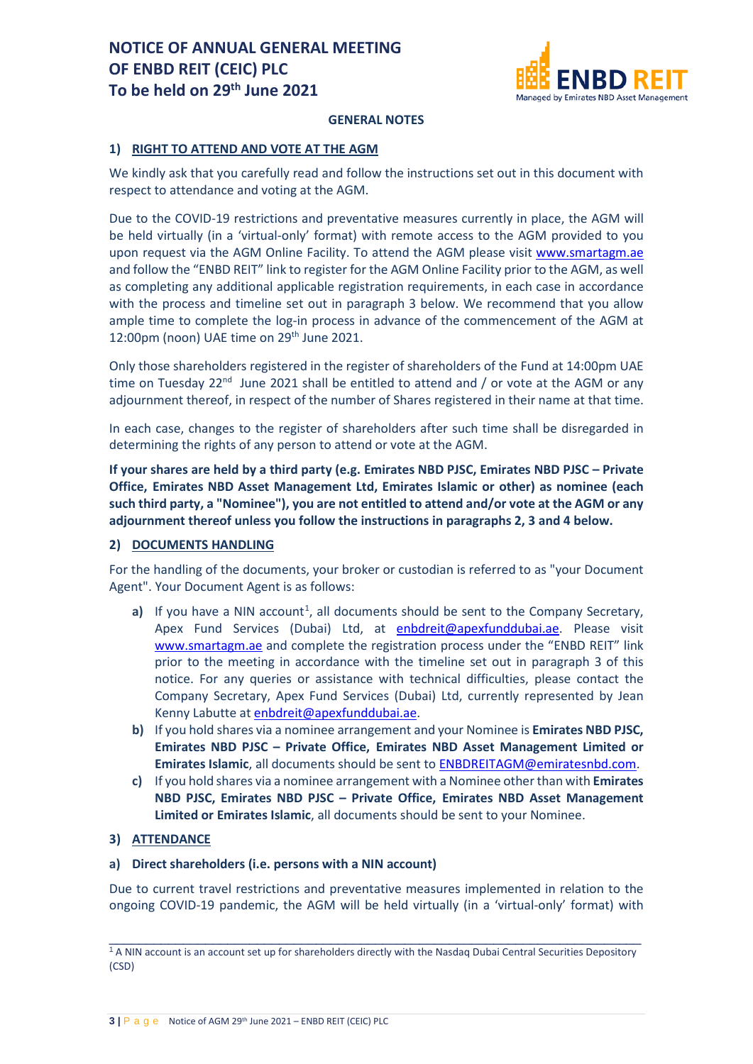# NOTICE OF ANNUAL GENERAL MEETING OF ENBD REIT (CEIC) PLC
# To be held on 29th June 2021

**GENERAL NOTES**

## 1) RIGHT TO ATTEND AND VOTE AT THE AGM

We kindly ask that you carefully read and follow the instructions set out in this document with respect to attendance and voting at the AGM.

Due to the COVID-19 restrictions and preventative measures currently in place, the AGM will be held virtually (in a 'virtual-only' format) with remote access to the AGM provided to you upon request via the AGM Online Facility. To attend the AGM please visit www.smartagm.ae and follow the "ENBD REIT" link to register for the AGM Online Facility prior to the AGM, as well as completing any additional applicable registration requirements, in each case in accordance with the process and timeline set out in paragraph 3 below. We recommend that you allow ample time to complete the log-in process in advance of the commencement of the AGM at 12:00pm (noon) UAE time on 29th June 2021.

Only those shareholders registered in the register of shareholders of the Fund at 14:00pm UAE time on Tuesday 22nd June 2021 shall be entitled to attend and / or vote at the AGM or any adjournment thereof, in respect of the number of Shares registered in their name at that time.

In each case, changes to the register of shareholders after such time shall be disregarded in determining the rights of any person to attend or vote at the AGM.

**If your shares are held by a third party (e.g. Emirates NBD PJSC, Emirates NBD PJSC – Private Office, Emirates NBD Asset Management Ltd, Emirates Islamic or other) as nominee (each such third party, a "Nominee"), you are not entitled to attend and/or vote at the AGM or any adjournment thereof unless you follow the instructions in paragraphs 2, 3 and 4 below.**

## 2) DOCUMENTS HANDLING

For the handling of the documents, your broker or custodian is referred to as "your Document Agent". Your Document Agent is as follows:

- **a)** If you have a NIN account[1], all documents should be sent to the Company Secretary, Apex Fund Services (Dubai) Ltd, at enbdreit@apexfunddubai.ae. Please visit www.smartagm.ae and complete the registration process under the "ENBD REIT" link prior to the meeting in accordance with the timeline set out in paragraph 3 of this notice. For any queries or assistance with technical difficulties, please contact the Company Secretary, Apex Fund Services (Dubai) Ltd, currently represented by Jean Kenny Labutte at enbdreit@apexfunddubai.ae.
- **b)** If you hold shares via a nominee arrangement and your Nominee is **Emirates NBD PJSC, Emirates NBD PJSC – Private Office, Emirates NBD Asset Management Limited or Emirates Islamic**, all documents should be sent to ENBDREITAGM@emiratesnbd.com.
- **c)** If you hold shares via a nominee arrangement with a Nominee other than with **Emirates NBD PJSC, Emirates NBD PJSC – Private Office, Emirates NBD Asset Management Limited or Emirates Islamic**, all documents should be sent to your Nominee.

## 3) ATTENDANCE

### a) Direct shareholders (i.e. persons with a NIN account)

Due to current travel restrictions and preventative measures implemented in relation to the ongoing COVID-19 pandemic, the AGM will be held virtually (in a 'virtual-only' format) with

---

[1] A NIN account is an account set up for shareholders directly with the Nasdaq Dubai Central Securities Depository (CSD)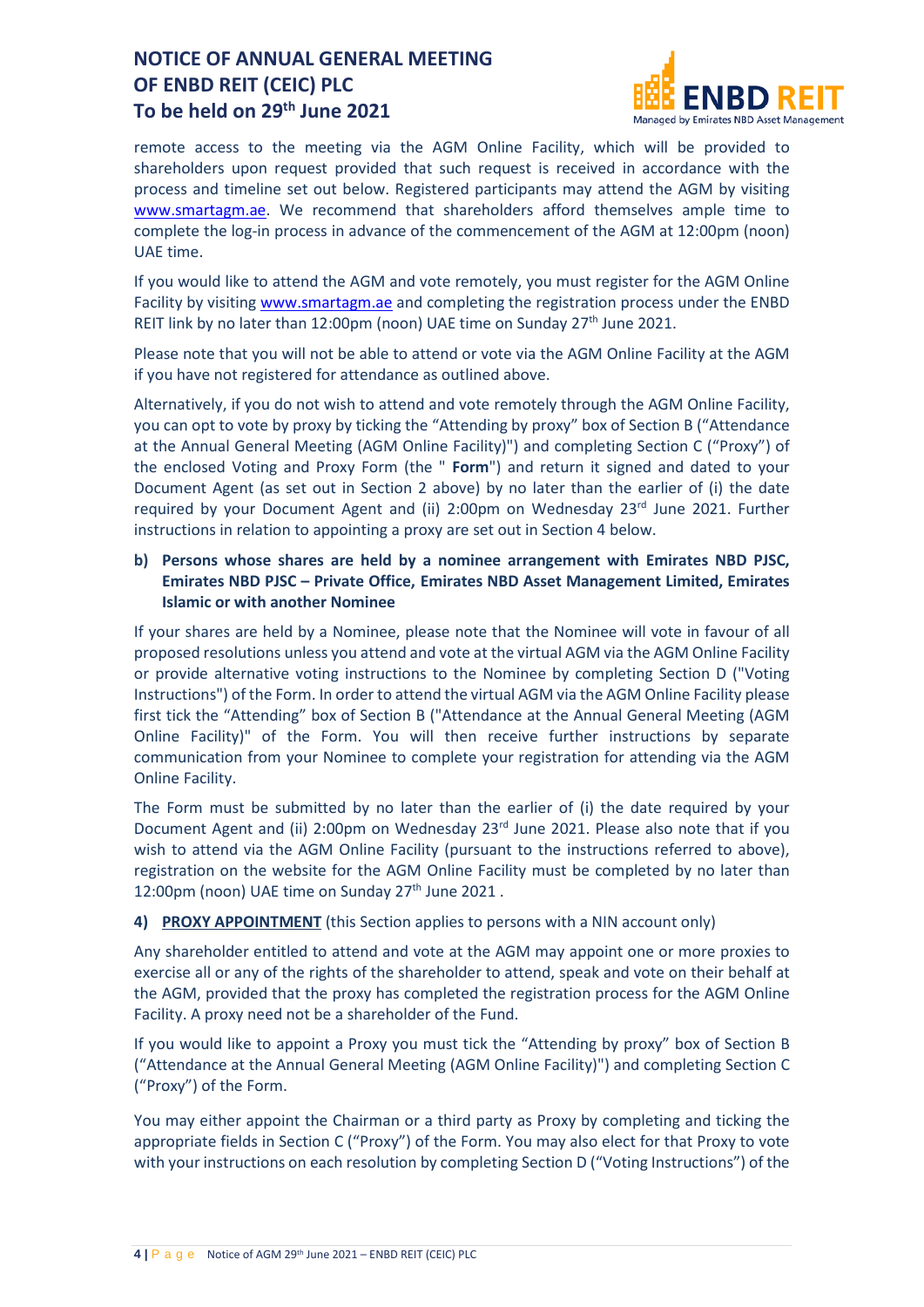remote access to the meeting via the AGM Online Facility, which will be provided to shareholders upon request provided that such request is received in accordance with the process and timeline set out below. Registered participants may attend the AGM by visiting www.smartagm.ae. We recommend that shareholders afford themselves ample time to complete the log-in process in advance of the commencement of the AGM at 12:00pm (noon) UAE time.

If you would like to attend the AGM and vote remotely, you must register for the AGM Online Facility by visiting www.smartagm.ae and completing the registration process under the ENBD REIT link by no later than 12:00pm (noon) UAE time on Sunday 27th June 2021.

Please note that you will not be able to attend or vote via the AGM Online Facility at the AGM if you have not registered for attendance as outlined above.

Alternatively, if you do not wish to attend and vote remotely through the AGM Online Facility, you can opt to vote by proxy by ticking the "Attending by proxy" box of Section B ("Attendance at the Annual General Meeting (AGM Online Facility)") and completing Section C ("Proxy") of the enclosed Voting and Proxy Form (the " **Form**") and return it signed and dated to your Document Agent (as set out in Section 2 above) by no later than the earlier of (i) the date required by your Document Agent and (ii) 2:00pm on Wednesday 23rd June 2021. Further instructions in relation to appointing a proxy are set out in Section 4 below.

**b) Persons whose shares are held by a nominee arrangement with Emirates NBD PJSC, Emirates NBD PJSC – Private Office, Emirates NBD Asset Management Limited, Emirates Islamic or with another Nominee**

If your shares are held by a Nominee, please note that the Nominee will vote in favour of all proposed resolutions unless you attend and vote at the virtual AGM via the AGM Online Facility or provide alternative voting instructions to the Nominee by completing Section D ("Voting Instructions") of the Form. In order to attend the virtual AGM via the AGM Online Facility please first tick the "Attending" box of Section B ("Attendance at the Annual General Meeting (AGM Online Facility)" of the Form. You will then receive further instructions by separate communication from your Nominee to complete your registration for attending via the AGM Online Facility.

The Form must be submitted by no later than the earlier of (i) the date required by your Document Agent and (ii) 2:00pm on Wednesday 23rd June 2021. Please also note that if you wish to attend via the AGM Online Facility (pursuant to the instructions referred to above), registration on the website for the AGM Online Facility must be completed by no later than 12:00pm (noon) UAE time on Sunday 27th June 2021 .

**4) PROXY APPOINTMENT** (this Section applies to persons with a NIN account only)

Any shareholder entitled to attend and vote at the AGM may appoint one or more proxies to exercise all or any of the rights of the shareholder to attend, speak and vote on their behalf at the AGM, provided that the proxy has completed the registration process for the AGM Online Facility. A proxy need not be a shareholder of the Fund.

If you would like to appoint a Proxy you must tick the "Attending by proxy" box of Section B ("Attendance at the Annual General Meeting (AGM Online Facility)") and completing Section C ("Proxy") of the Form.

You may either appoint the Chairman or a third party as Proxy by completing and ticking the appropriate fields in Section C ("Proxy") of the Form. You may also elect for that Proxy to vote with your instructions on each resolution by completing Section D ("Voting Instructions") of the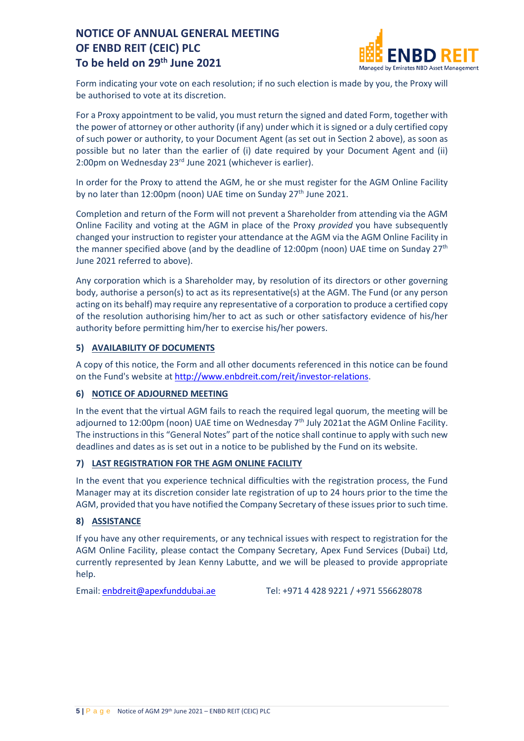Form indicating your vote on each resolution; if no such election is made by you, the Proxy will be authorised to vote at its discretion.

For a Proxy appointment to be valid, you must return the signed and dated Form, together with the power of attorney or other authority (if any) under which it is signed or a duly certified copy of such power or authority, to your Document Agent (as set out in Section 2 above), as soon as possible but no later than the earlier of (i) date required by your Document Agent and (ii) 2:00pm on Wednesday 23rd June 2021 (whichever is earlier).

In order for the Proxy to attend the AGM, he or she must register for the AGM Online Facility by no later than 12:00pm (noon) UAE time on Sunday 27th June 2021.

Completion and return of the Form will not prevent a Shareholder from attending via the AGM Online Facility and voting at the AGM in place of the Proxy *provided* you have subsequently changed your instruction to register your attendance at the AGM via the AGM Online Facility in the manner specified above (and by the deadline of 12:00pm (noon) UAE time on Sunday 27th June 2021 referred to above).

Any corporation which is a Shareholder may, by resolution of its directors or other governing body, authorise a person(s) to act as its representative(s) at the AGM. The Fund (or any person acting on its behalf) may require any representative of a corporation to produce a certified copy of the resolution authorising him/her to act as such or other satisfactory evidence of his/her authority before permitting him/her to exercise his/her powers.

### 5) AVAILABILITY OF DOCUMENTS

A copy of this notice, the Form and all other documents referenced in this notice can be found on the Fund's website at http://www.enbdreit.com/reit/investor-relations.

### 6) NOTICE OF ADJOURNED MEETING

In the event that the virtual AGM fails to reach the required legal quorum, the meeting will be adjourned to 12:00pm (noon) UAE time on Wednesday 7th July 2021at the AGM Online Facility. The instructions in this "General Notes" part of the notice shall continue to apply with such new deadlines and dates as is set out in a notice to be published by the Fund on its website.

### 7) LAST REGISTRATION FOR THE AGM ONLINE FACILITY

In the event that you experience technical difficulties with the registration process, the Fund Manager may at its discretion consider late registration of up to 24 hours prior to the time the AGM, provided that you have notified the Company Secretary of these issues prior to such time.

### 8) ASSISTANCE

If you have any other requirements, or any technical issues with respect to registration for the AGM Online Facility, please contact the Company Secretary, Apex Fund Services (Dubai) Ltd, currently represented by Jean Kenny Labutte, and we will be pleased to provide appropriate help.

Email: enbdreit@apexfunddubai.ae Tel: +971 4 428 9221 / +971 556628078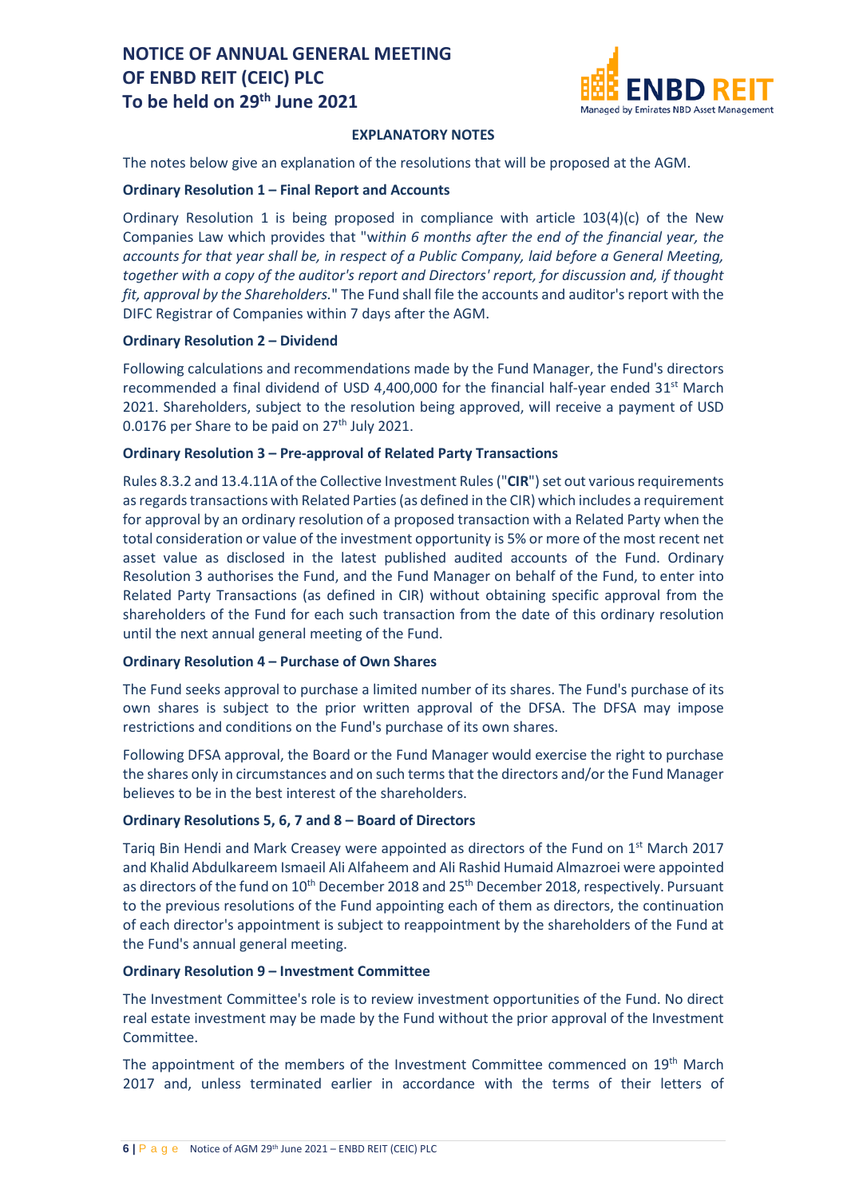#### EXPLANATORY NOTES

The notes below give an explanation of the resolutions that will be proposed at the AGM.

**Ordinary Resolution 1 – Final Report and Accounts**

Ordinary Resolution 1 is being proposed in compliance with article 103(4)(c) of the New Companies Law which provides that "*within 6 months after the end of the financial year, the accounts for that year shall be, in respect of a Public Company, laid before a General Meeting, together with a copy of the auditor's report and Directors' report, for discussion and, if thought fit, approval by the Shareholders.*" The Fund shall file the accounts and auditor's report with the DIFC Registrar of Companies within 7 days after the AGM.

**Ordinary Resolution 2 – Dividend**

Following calculations and recommendations made by the Fund Manager, the Fund's directors recommended a final dividend of USD 4,400,000 for the financial half-year ended 31st March 2021. Shareholders, subject to the resolution being approved, will receive a payment of USD 0.0176 per Share to be paid on 27th July 2021.

**Ordinary Resolution 3 – Pre-approval of Related Party Transactions**

Rules 8.3.2 and 13.4.11A of the Collective Investment Rules ("**CIR**") set out various requirements as regards transactions with Related Parties (as defined in the CIR) which includes a requirement for approval by an ordinary resolution of a proposed transaction with a Related Party when the total consideration or value of the investment opportunity is 5% or more of the most recent net asset value as disclosed in the latest published audited accounts of the Fund. Ordinary Resolution 3 authorises the Fund, and the Fund Manager on behalf of the Fund, to enter into Related Party Transactions (as defined in CIR) without obtaining specific approval from the shareholders of the Fund for each such transaction from the date of this ordinary resolution until the next annual general meeting of the Fund.

**Ordinary Resolution 4 – Purchase of Own Shares**

The Fund seeks approval to purchase a limited number of its shares. The Fund's purchase of its own shares is subject to the prior written approval of the DFSA. The DFSA may impose restrictions and conditions on the Fund's purchase of its own shares.

Following DFSA approval, the Board or the Fund Manager would exercise the right to purchase the shares only in circumstances and on such terms that the directors and/or the Fund Manager believes to be in the best interest of the shareholders.

**Ordinary Resolutions 5, 6, 7 and 8 – Board of Directors**

Tariq Bin Hendi and Mark Creasey were appointed as directors of the Fund on 1st March 2017 and Khalid Abdulkareem Ismaeil Ali Alfaheem and Ali Rashid Humaid Almazroei were appointed as directors of the fund on 10th December 2018 and 25th December 2018, respectively. Pursuant to the previous resolutions of the Fund appointing each of them as directors, the continuation of each director's appointment is subject to reappointment by the shareholders of the Fund at the Fund's annual general meeting.

**Ordinary Resolution 9 – Investment Committee**

The Investment Committee's role is to review investment opportunities of the Fund. No direct real estate investment may be made by the Fund without the prior approval of the Investment Committee.

The appointment of the members of the Investment Committee commenced on 19th March 2017 and, unless terminated earlier in accordance with the terms of their letters of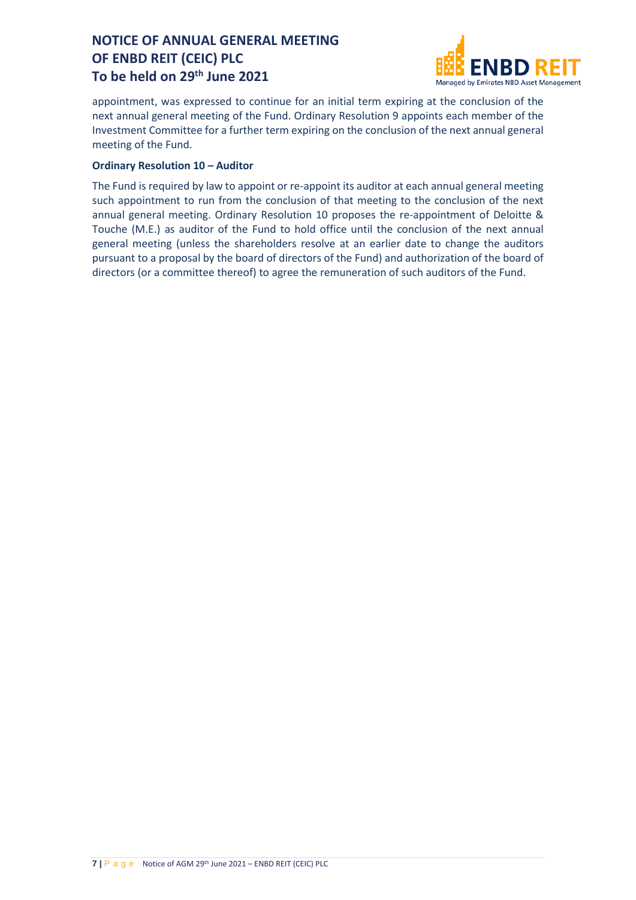appointment, was expressed to continue for an initial term expiring at the conclusion of the next annual general meeting of the Fund. Ordinary Resolution 9 appoints each member of the Investment Committee for a further term expiring on the conclusion of the next annual general meeting of the Fund.

**Ordinary Resolution 10 – Auditor**

The Fund is required by law to appoint or re-appoint its auditor at each annual general meeting such appointment to run from the conclusion of that meeting to the conclusion of the next annual general meeting. Ordinary Resolution 10 proposes the re-appointment of Deloitte & Touche (M.E.) as auditor of the Fund to hold office until the conclusion of the next annual general meeting (unless the shareholders resolve at an earlier date to change the auditors pursuant to a proposal by the board of directors of the Fund) and authorization of the board of directors (or a committee thereof) to agree the remuneration of such auditors of the Fund.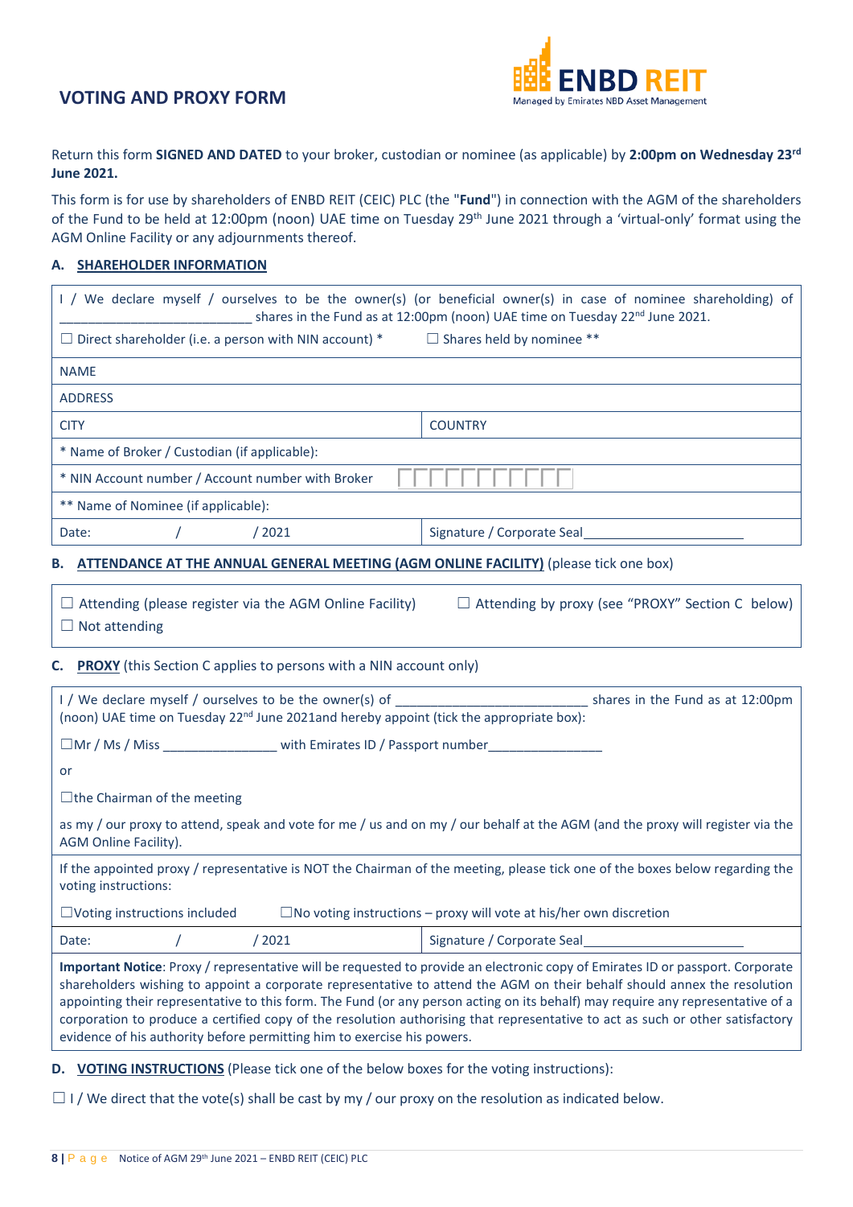# VOTING AND PROXY FORM

ENBD REIT
Managed by Emirates NBD Asset Management

Return this form **SIGNED AND DATED** to your broker, custodian or nominee (as applicable) by **2:00pm on Wednesday 23rd June 2021.**

This form is for use by shareholders of ENBD REIT (CEIC) PLC (the "**Fund**") in connection with the AGM of the shareholders of the Fund to be held at 12:00pm (noon) UAE time on Tuesday 29th June 2021 through a 'virtual-only' format using the AGM Online Facility or any adjournments thereof.

## A. SHAREHOLDER INFORMATION

| | |
|---|---|
| I / We declare myself / ourselves to be the owner(s) (or beneficial owner(s) in case of nominee shareholding) of __________________________ shares in the Fund as at 12:00pm (noon) UAE time on Tuesday 22nd June 2021. | |
| ☐ Direct shareholder (i.e. a person with NIN account) * | ☐ Shares held by nominee ** |
| NAME | |
| ADDRESS | |
| CITY | COUNTRY |
| * Name of Broker / Custodian (if applicable): | |
| * NIN Account number / Account number with Broker | ☐☐☐☐☐☐☐☐☐☐☐ |
| ** Name of Nominee (if applicable): | |
| Date: / / 2021 | Signature / Corporate Seal______________________ |

## B. ATTENDANCE AT THE ANNUAL GENERAL MEETING (AGM ONLINE FACILITY) (please tick one box)

☐ Attending (please register via the AGM Online Facility)

☐ Attending by proxy (see "PROXY" Section C below)

☐ Not attending

## C. PROXY (this Section C applies to persons with a NIN account only)

| | |
|---|---|
| I / We declare myself / ourselves to be the owner(s) of __________________________ shares in the Fund as at 12:00pm (noon) UAE time on Tuesday 22nd June 2021and hereby appoint (tick the appropriate box): | |
| ☐Mr / Ms / Miss ________________ with Emirates ID / Passport number________________ | |
| or | |
| ☐the Chairman of the meeting | |
| as my / our proxy to attend, speak and vote for me / us and on my / our behalf at the AGM (and the proxy will register via the AGM Online Facility). | |
| If the appointed proxy / representative is NOT the Chairman of the meeting, please tick one of the boxes below regarding the voting instructions: | |
| ☐Voting instructions included | ☐No voting instructions – proxy will vote at his/her own discretion |
| Date: / / 2021 | Signature / Corporate Seal______________________ |

**Important Notice**: Proxy / representative will be requested to provide an electronic copy of Emirates ID or passport. Corporate shareholders wishing to appoint a corporate representative to attend the AGM on their behalf should annex the resolution appointing their representative to this form. The Fund (or any person acting on its behalf) may require any representative of a corporation to produce a certified copy of the resolution authorising that representative to act as such or other satisfactory evidence of his authority before permitting him to exercise his powers.

## D. VOTING INSTRUCTIONS (Please tick one of the below boxes for the voting instructions):

☐ I / We direct that the vote(s) shall be cast by my / our proxy on the resolution as indicated below.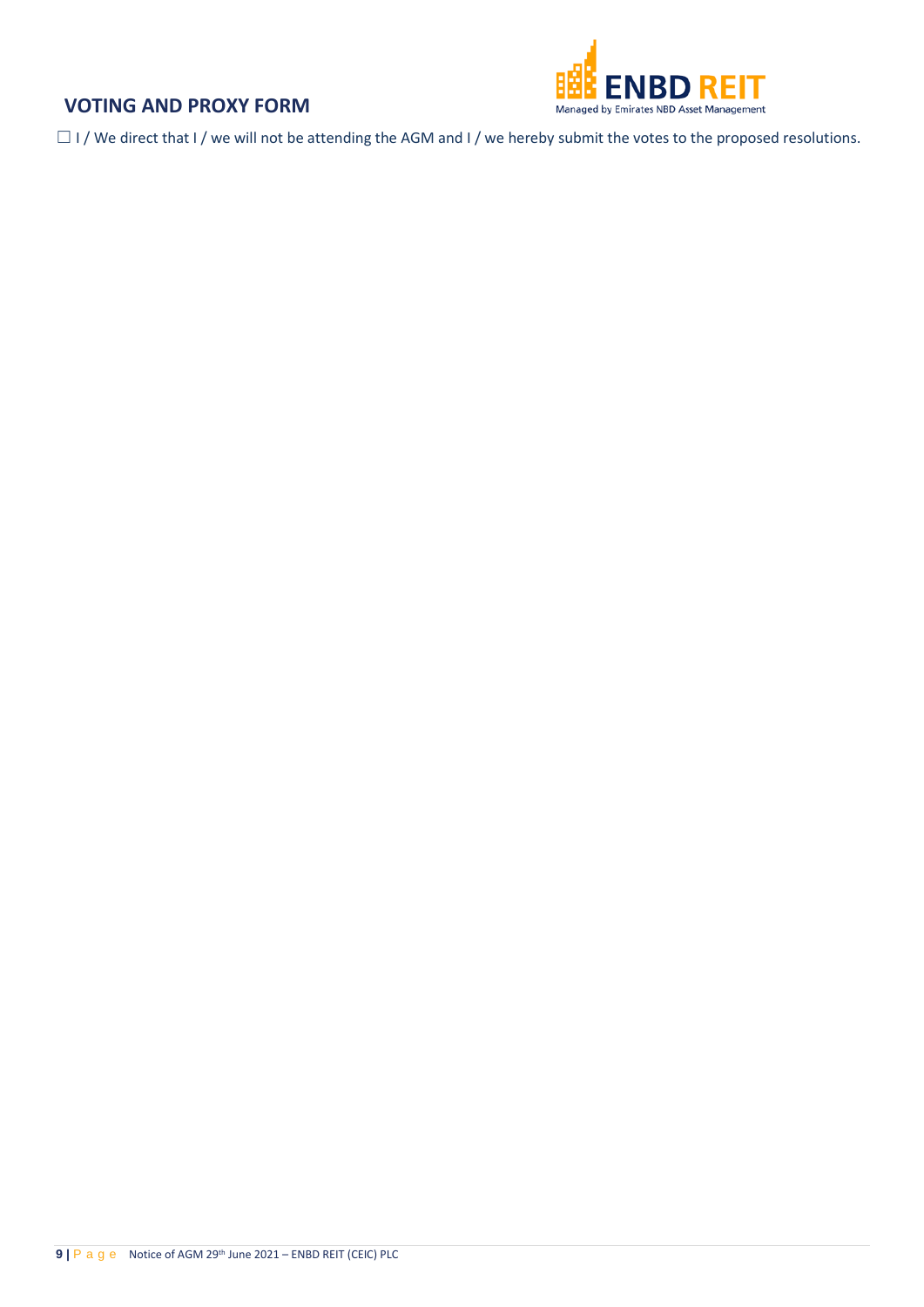## VOTING AND PROXY FORM

☐ I / We direct that I / we will not be attending the AGM and I / we hereby submit the votes to the proposed resolutions.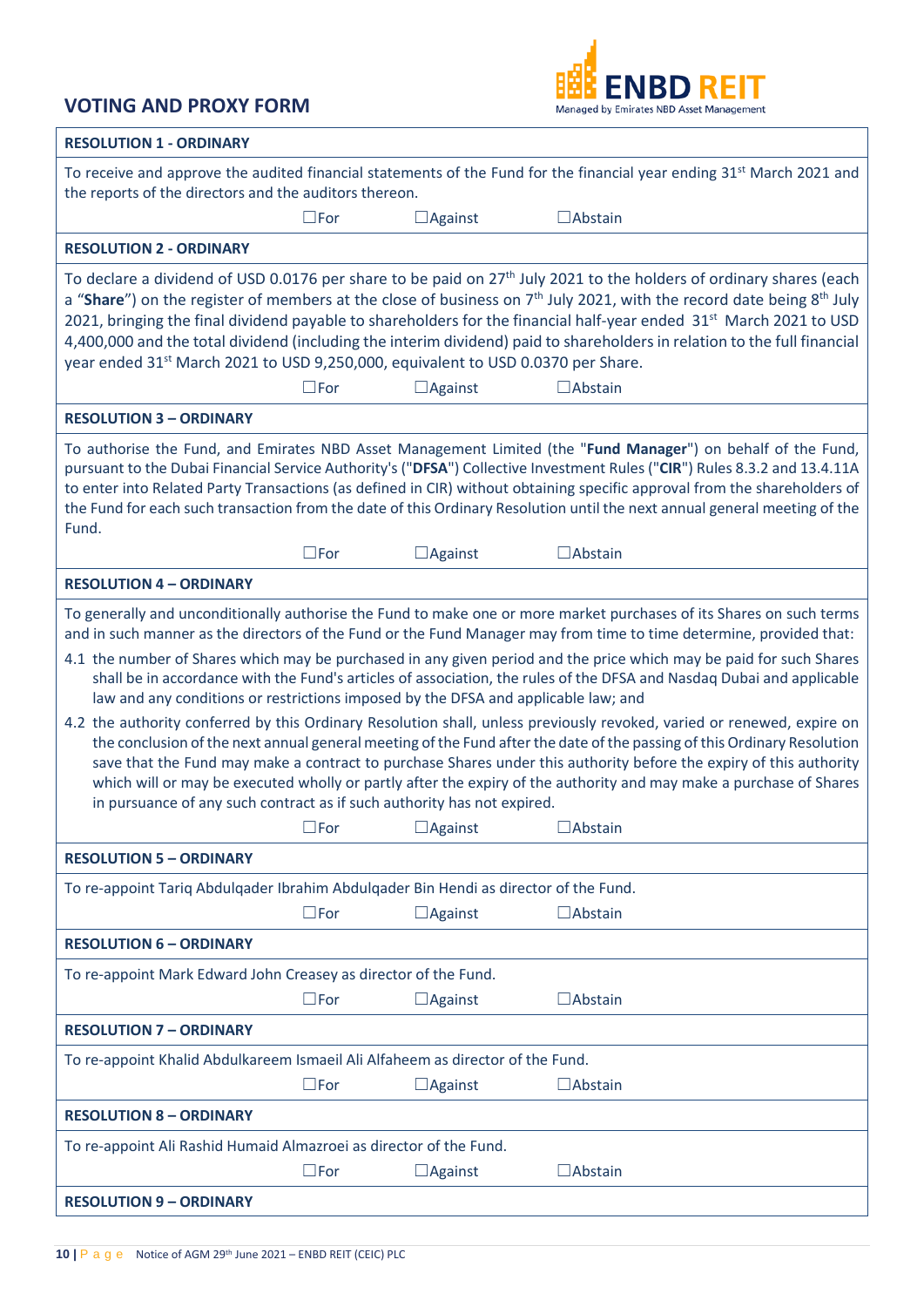## VOTING AND PROXY FORM

ENBD REIT
Managed by Emirates NBD Asset Management

**RESOLUTION 1 - ORDINARY**

To receive and approve the audited financial statements of the Fund for the financial year ending 31st March 2021 and the reports of the directors and the auditors thereon.

☐For ☐Against ☐Abstain

**RESOLUTION 2 - ORDINARY**

To declare a dividend of USD 0.0176 per share to be paid on 27th July 2021 to the holders of ordinary shares (each a "**Share**") on the register of members at the close of business on 7th July 2021, with the record date being 8th July 2021, bringing the final dividend payable to shareholders for the financial half-year ended 31st March 2021 to USD 4,400,000 and the total dividend (including the interim dividend) paid to shareholders in relation to the full financial year ended 31st March 2021 to USD 9,250,000, equivalent to USD 0.0370 per Share.

☐For ☐Against ☐Abstain

**RESOLUTION 3 – ORDINARY**

To authorise the Fund, and Emirates NBD Asset Management Limited (the "**Fund Manager**") on behalf of the Fund, pursuant to the Dubai Financial Service Authority's ("**DFSA**") Collective Investment Rules ("**CIR**") Rules 8.3.2 and 13.4.11A to enter into Related Party Transactions (as defined in CIR) without obtaining specific approval from the shareholders of the Fund for each such transaction from the date of this Ordinary Resolution until the next annual general meeting of the Fund.

☐For ☐Against ☐Abstain

**RESOLUTION 4 – ORDINARY**

To generally and unconditionally authorise the Fund to make one or more market purchases of its Shares on such terms and in such manner as the directors of the Fund or the Fund Manager may from time to time determine, provided that:

4.1 the number of Shares which may be purchased in any given period and the price which may be paid for such Shares shall be in accordance with the Fund's articles of association, the rules of the DFSA and Nasdaq Dubai and applicable law and any conditions or restrictions imposed by the DFSA and applicable law; and

4.2 the authority conferred by this Ordinary Resolution shall, unless previously revoked, varied or renewed, expire on the conclusion of the next annual general meeting of the Fund after the date of the passing of this Ordinary Resolution save that the Fund may make a contract to purchase Shares under this authority before the expiry of this authority which will or may be executed wholly or partly after the expiry of the authority and may make a purchase of Shares in pursuance of any such contract as if such authority has not expired.

☐For ☐Against ☐Abstain

**RESOLUTION 5 – ORDINARY**

To re-appoint Tariq Abdulqader Ibrahim Abdulqader Bin Hendi as director of the Fund.

☐For ☐Against ☐Abstain

**RESOLUTION 6 – ORDINARY**

To re-appoint Mark Edward John Creasey as director of the Fund.

☐For ☐Against ☐Abstain

**RESOLUTION 7 – ORDINARY**

To re-appoint Khalid Abdulkareem Ismaeil Ali Alfaheem as director of the Fund.

☐For ☐Against ☐Abstain

**RESOLUTION 8 – ORDINARY**

To re-appoint Ali Rashid Humaid Almazroei as director of the Fund.

☐For ☐Against ☐Abstain

**RESOLUTION 9 – ORDINARY**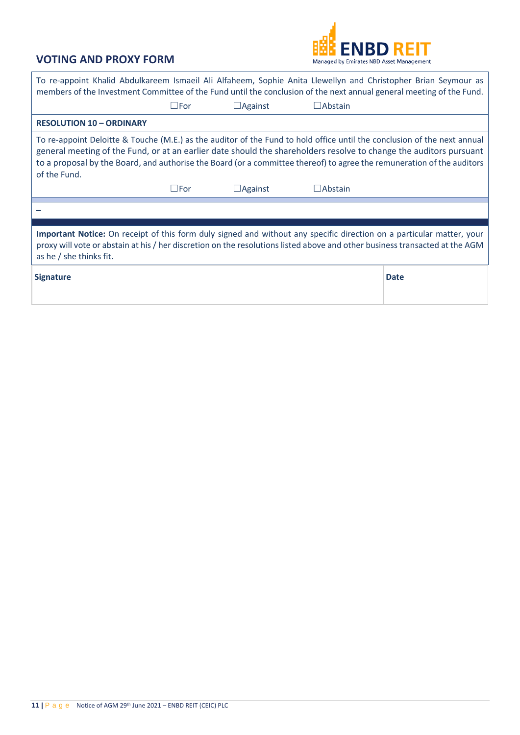## VOTING AND PROXY FORM

ENBD REIT
Managed by Emirates NBD Asset Management

To re-appoint Khalid Abdulkareem Ismaeil Ali Alfaheem, Sophie Anita Llewellyn and Christopher Brian Seymour as members of the Investment Committee of the Fund until the conclusion of the next annual general meeting of the Fund.

☐For ☐Against ☐Abstain

**RESOLUTION 10 – ORDINARY**

To re-appoint Deloitte & Touche (M.E.) as the auditor of the Fund to hold office until the conclusion of the next annual general meeting of the Fund, or at an earlier date should the shareholders resolve to change the auditors pursuant to a proposal by the Board, and authorise the Board (or a committee thereof) to agree the remuneration of the auditors of the Fund.

☐For ☐Against ☐Abstain

–

**Important Notice:** On receipt of this form duly signed and without any specific direction on a particular matter, your proxy will vote or abstain at his / her discretion on the resolutions listed above and other business transacted at the AGM as he / she thinks fit.

| **Signature** | **Date** |
|---|---|
| | |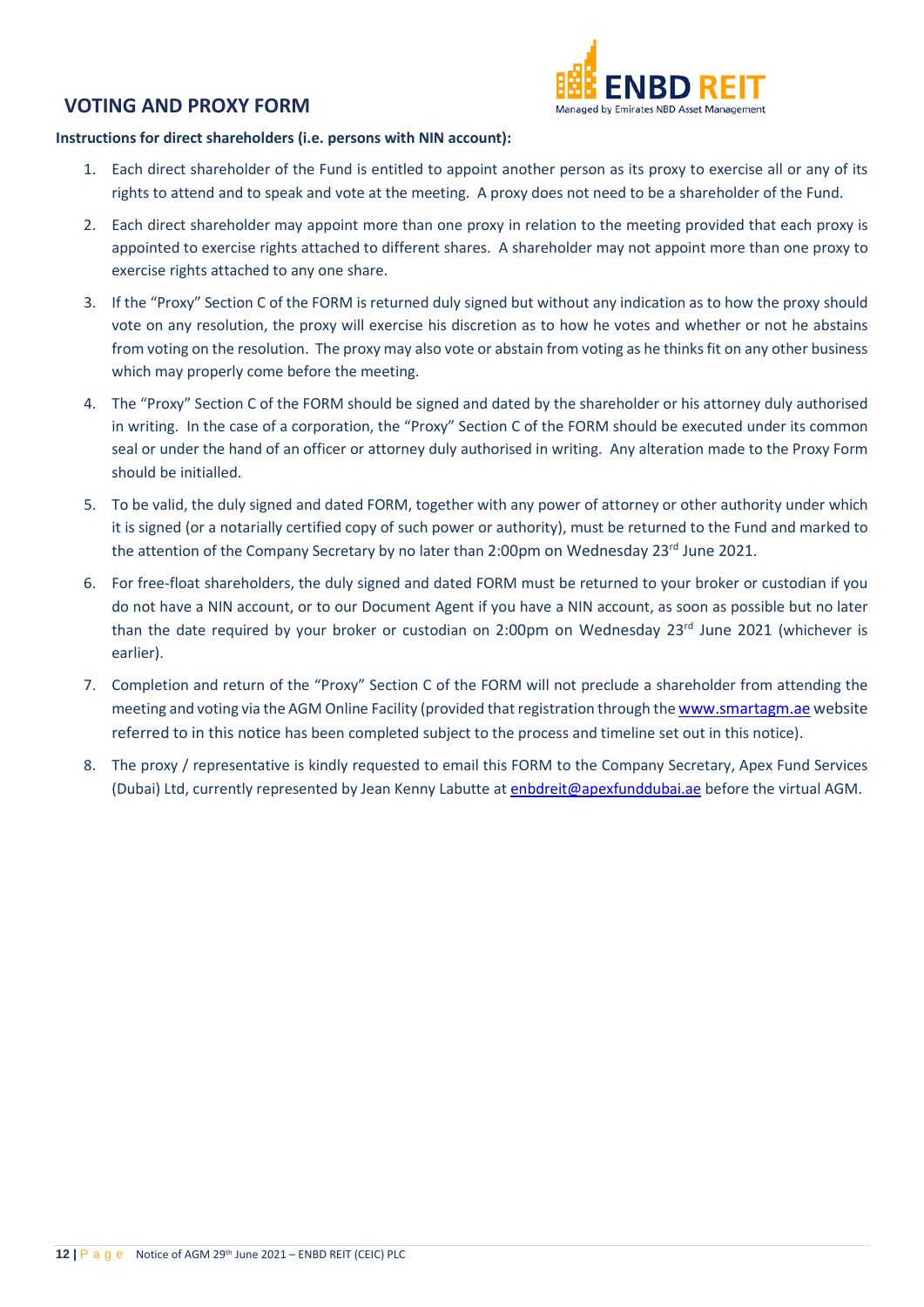## VOTING AND PROXY FORM

**Instructions for direct shareholders (i.e. persons with NIN account):**

1. Each direct shareholder of the Fund is entitled to appoint another person as its proxy to exercise all or any of its rights to attend and to speak and vote at the meeting. A proxy does not need to be a shareholder of the Fund.
2. Each direct shareholder may appoint more than one proxy in relation to the meeting provided that each proxy is appointed to exercise rights attached to different shares. A shareholder may not appoint more than one proxy to exercise rights attached to any one share.
3. If the "Proxy" Section C of the FORM is returned duly signed but without any indication as to how the proxy should vote on any resolution, the proxy will exercise his discretion as to how he votes and whether or not he abstains from voting on the resolution. The proxy may also vote or abstain from voting as he thinks fit on any other business which may properly come before the meeting.
4. The "Proxy" Section C of the FORM should be signed and dated by the shareholder or his attorney duly authorised in writing. In the case of a corporation, the "Proxy" Section C of the FORM should be executed under its common seal or under the hand of an officer or attorney duly authorised in writing. Any alteration made to the Proxy Form should be initialled.
5. To be valid, the duly signed and dated FORM, together with any power of attorney or other authority under which it is signed (or a notarially certified copy of such power or authority), must be returned to the Fund and marked to the attention of the Company Secretary by no later than 2:00pm on Wednesday 23rd June 2021.
6. For free-float shareholders, the duly signed and dated FORM must be returned to your broker or custodian if you do not have a NIN account, or to our Document Agent if you have a NIN account, as soon as possible but no later than the date required by your broker or custodian on 2:00pm on Wednesday 23rd June 2021 (whichever is earlier).
7. Completion and return of the "Proxy" Section C of the FORM will not preclude a shareholder from attending the meeting and voting via the AGM Online Facility (provided that registration through the www.smartagm.ae website referred to in this notice has been completed subject to the process and timeline set out in this notice).
8. The proxy / representative is kindly requested to email this FORM to the Company Secretary, Apex Fund Services (Dubai) Ltd, currently represented by Jean Kenny Labutte at enbdreit@apexfunddubai.ae before the virtual AGM.